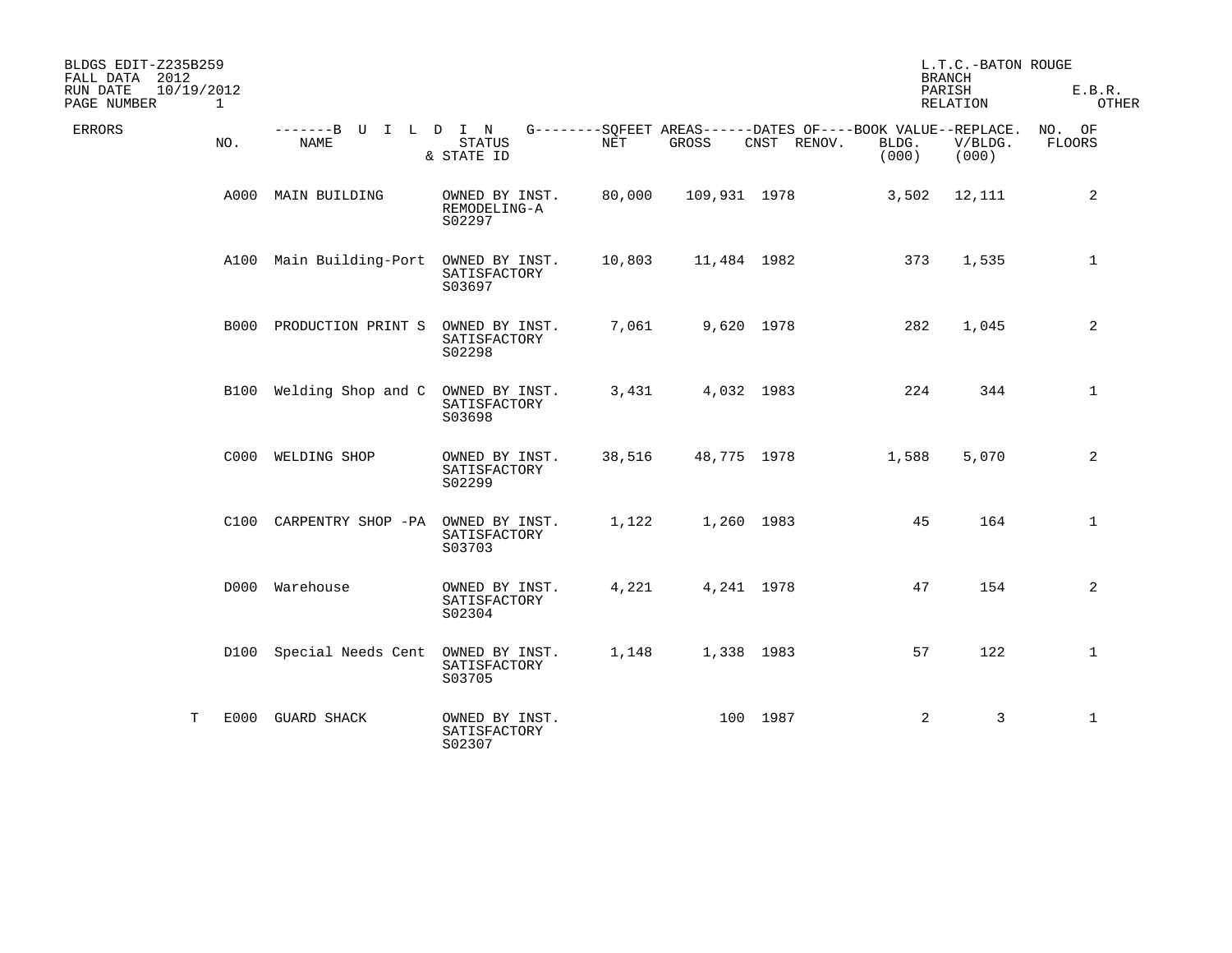BLDGS EDIT-Z235B259
FALL DATA 2012
RUN DATE 10/19/2012
PAGE NUMBER 1

L.T.C.-BATON ROUGE
BRANCH
PARISH E.B.R.
RELATION OTHER

| ERRORS | BUILDING NO. | BUILDING NAME | STATUS & STATE ID | SQFEET AREAS NET | SQFEET AREAS GROSS | DATES OF CNST | DATES OF RENOV. | BOOK VALUE BLDG. (000) | REPLACE. V/BLDG. (000) | NO. OF FLOORS |
|---|---|---|---|---|---|---|---|---|---|---|
| | A000 | MAIN BUILDING | OWNED BY INST. REMODELING-A S02297 | 80,000 | 109,931 | 1978 | | 3,502 | 12,111 | 2 |
| | A100 | Main Building-Port | OWNED BY INST. SATISFACTORY S03697 | 10,803 | 11,484 | 1982 | | 373 | 1,535 | 1 |
| | B000 | PRODUCTION PRINT S | OWNED BY INST. SATISFACTORY S02298 | 7,061 | 9,620 | 1978 | | 282 | 1,045 | 2 |
| | B100 | Welding Shop and C | OWNED BY INST. SATISFACTORY S03698 | 3,431 | 4,032 | 1983 | | 224 | 344 | 1 |
| | C000 | WELDING SHOP | OWNED BY INST. SATISFACTORY S02299 | 38,516 | 48,775 | 1978 | | 1,588 | 5,070 | 2 |
| | C100 | CARPENTRY SHOP -PA | OWNED BY INST. SATISFACTORY S03703 | 1,122 | 1,260 | 1983 | | 45 | 164 | 1 |
| | D000 | Warehouse | OWNED BY INST. SATISFACTORY S02304 | 4,221 | 4,241 | 1978 | | 47 | 154 | 2 |
| | D100 | Special Needs Cent | OWNED BY INST. SATISFACTORY S03705 | 1,148 | 1,338 | 1983 | | 57 | 122 | 1 |
| T | E000 | GUARD SHACK | OWNED BY INST. SATISFACTORY S02307 | | 100 | 1987 | | 2 | 3 | 1 |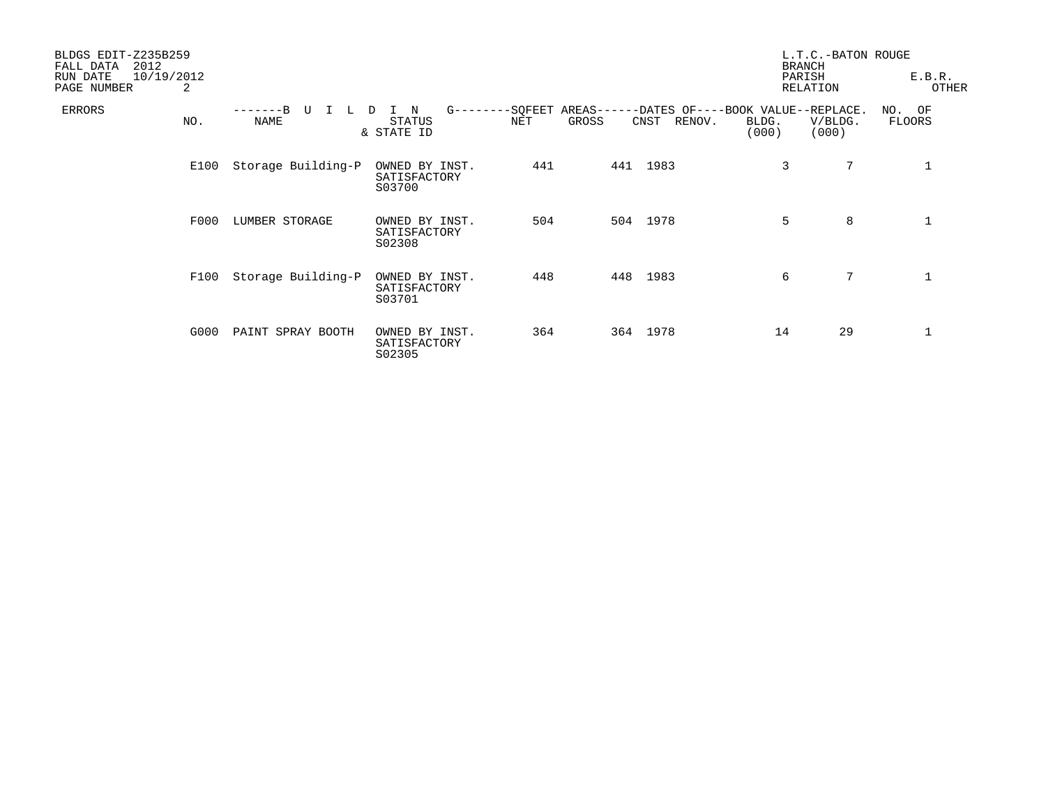BLDGS EDIT-Z235B259
FALL DATA 2012
RUN DATE 10/19/2012
PAGE NUMBER 2

L.T.C.-BATON ROUGE
BRANCH
PARISH E.B.R.
RELATION OTHER

| ERRORS | BUILDING NO. | BUILDING NAME | STATUS & STATE ID | SQFEET AREAS NET | SQFEET AREAS GROSS | DATES OF CNST | DATES OF RENOV. | BOOK VALUE BLDG. (000) | REPLACE. V/BLDG. (000) | NO. OF FLOORS |
|---|---|---|---|---|---|---|---|---|---|---|
| | E100 | Storage Building-P | OWNED BY INST. SATISFACTORY S03700 | 441 | 441 | 1983 | | 3 | 7 | 1 |
| | F000 | LUMBER STORAGE | OWNED BY INST. SATISFACTORY S02308 | 504 | 504 | 1978 | | 5 | 8 | 1 |
| | F100 | Storage Building-P | OWNED BY INST. SATISFACTORY S03701 | 448 | 448 | 1983 | | 6 | 7 | 1 |
| | G000 | PAINT SPRAY BOOTH | OWNED BY INST. SATISFACTORY S02305 | 364 | 364 | 1978 | | 14 | 29 | 1 |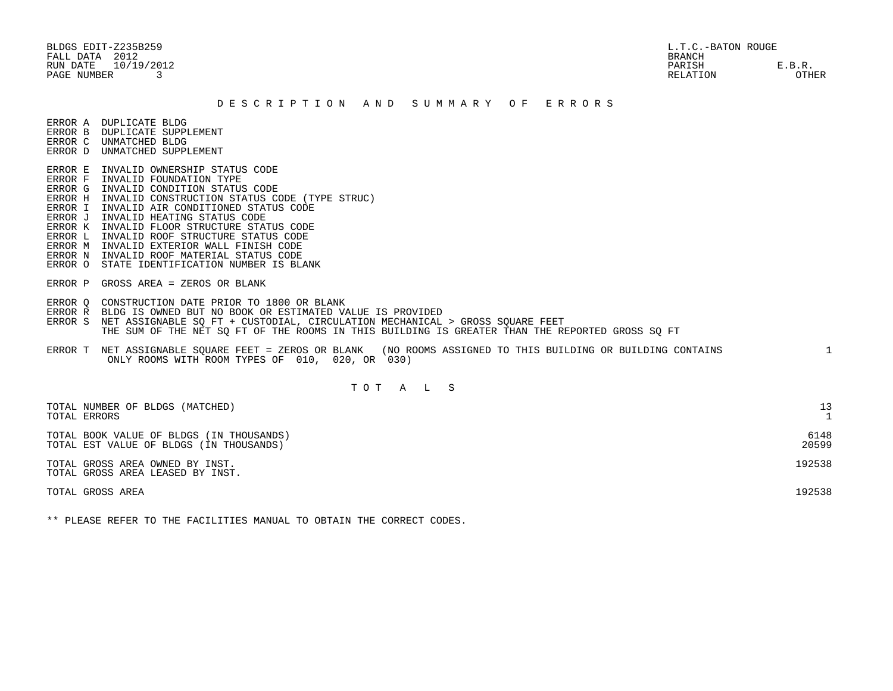BLDGS EDIT-Z235B259
FALL DATA 2012
RUN DATE 10/19/2012
PAGE NUMBER 3

L.T.C.-BATON ROUGE
BRANCH
PARISH E.B.R.
RELATION OTHER

## DESCRIPTION AND SUMMARY OF ERRORS

ERROR A DUPLICATE BLDG
ERROR B DUPLICATE SUPPLEMENT
ERROR C UNMATCHED BLDG
ERROR D UNMATCHED SUPPLEMENT

ERROR E INVALID OWNERSHIP STATUS CODE
ERROR F INVALID FOUNDATION TYPE
ERROR G INVALID CONDITION STATUS CODE
ERROR H INVALID CONSTRUCTION STATUS CODE (TYPE STRUC)
ERROR I INVALID AIR CONDITIONED STATUS CODE
ERROR J INVALID HEATING STATUS CODE
ERROR K INVALID FLOOR STRUCTURE STATUS CODE
ERROR L INVALID ROOF STRUCTURE STATUS CODE
ERROR M INVALID EXTERIOR WALL FINISH CODE
ERROR N INVALID ROOF MATERIAL STATUS CODE
ERROR O STATE IDENTIFICATION NUMBER IS BLANK

ERROR P GROSS AREA = ZEROS OR BLANK

ERROR Q CONSTRUCTION DATE PRIOR TO 1800 OR BLANK
ERROR R BLDG IS OWNED BUT NO BOOK OR ESTIMATED VALUE IS PROVIDED
ERROR S NET ASSIGNABLE SQ FT + CUSTODIAL, CIRCULATION MECHANICAL > GROSS SQUARE FEET
THE SUM OF THE NET SQ FT OF THE ROOMS IN THIS BUILDING IS GREATER THAN THE REPORTED GROSS SQ FT

ERROR T NET ASSIGNABLE SQUARE FEET = ZEROS OR BLANK (NO ROOMS ASSIGNED TO THIS BUILDING OR BUILDING CONTAINS ONLY ROOMS WITH ROOM TYPES OF 010, 020, OR 030) — 1

## TOTALS

| | |
|---|---|
| TOTAL NUMBER OF BLDGS (MATCHED) | 13 |
| TOTAL ERRORS | 1 |
| TOTAL BOOK VALUE OF BLDGS (IN THOUSANDS) | 6148 |
| TOTAL EST VALUE OF BLDGS (IN THOUSANDS) | 20599 |
| TOTAL GROSS AREA OWNED BY INST. | 192538 |
| TOTAL GROSS AREA LEASED BY INST. | |
| TOTAL GROSS AREA | 192538 |

** PLEASE REFER TO THE FACILITIES MANUAL TO OBTAIN THE CORRECT CODES.